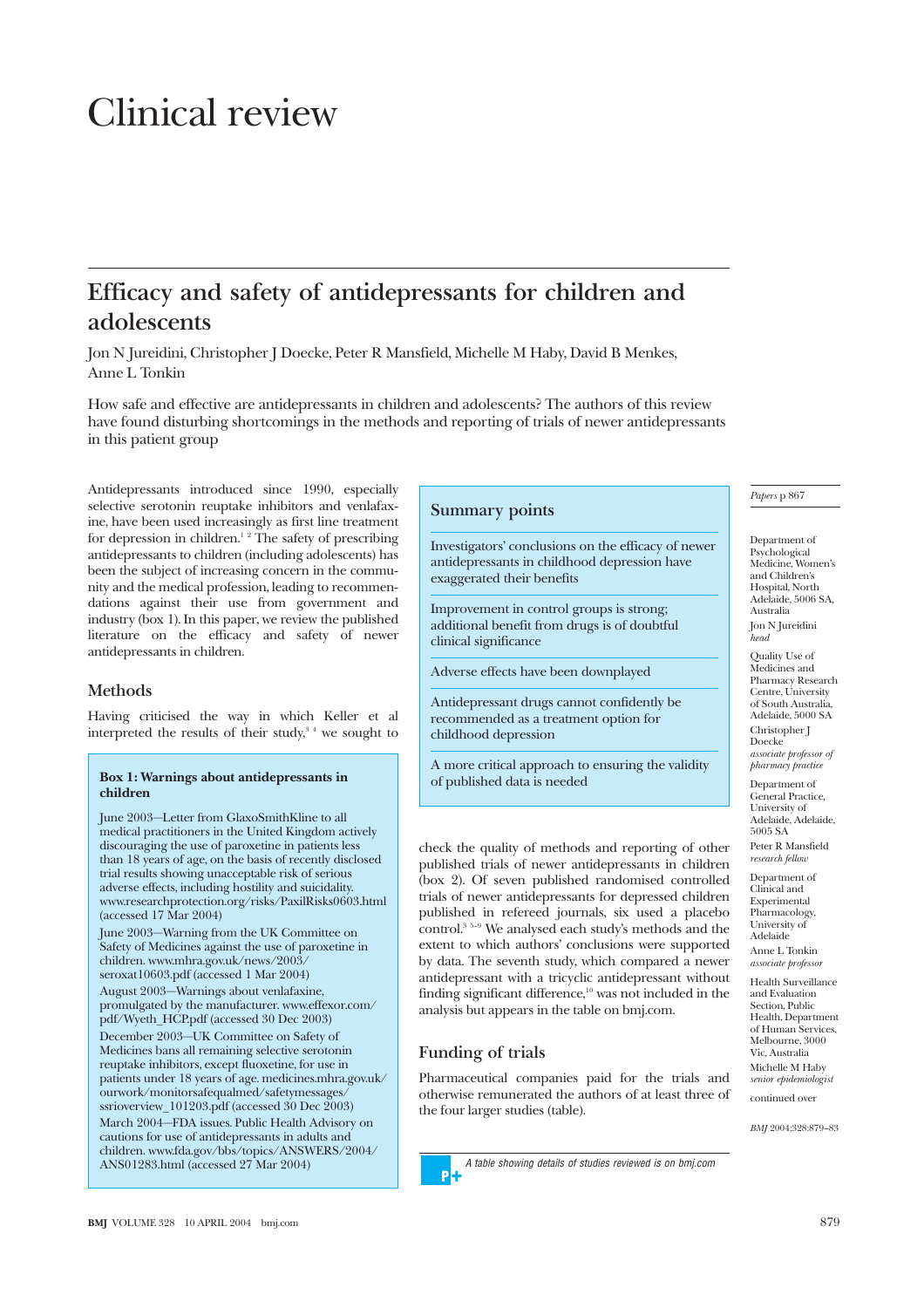# Clinical review

## Efficacy and safety of antidepressants for children and adolescents

Jon N Jureidini, Christopher J Doecke, Peter R Mansfield, Michelle M Haby, David B Menkes, Anne L Tonkin

How safe and effective are antidepressants in children and adolescents? The authors of this review have found disturbing shortcomings in the methods and reporting of trials of newer antidepressants in this patient group

Antidepressants introduced since 1990, especially selective serotonin reuptake inhibitors and venlafaxine, have been used increasingly as first line treatment for depression in children.[1 2] The safety of prescribing antidepressants to children (including adolescents) has been the subject of increasing concern in the community and the medical profession, leading to recommendations against their use from government and industry (box 1). In this paper, we review the published literature on the efficacy and safety of newer antidepressants in children.

### Methods

Having criticised the way in which Keller et al interpreted the results of their study,[3 4] we sought to check the quality of methods and reporting of other published trials of newer antidepressants in children (box 2). Of seven published randomised controlled trials of newer antidepressants for depressed children published in refereed journals, six used a placebo control.[3 5–9] We analysed each study's methods and the extent to which authors' conclusions were supported by data. The seventh study, which compared a newer antidepressant with a tricyclic antidepressant without finding significant difference,[10] was not included in the analysis but appears in the table on bmj.com.

**Box 1: Warnings about antidepressants in children**

June 2003—Letter from GlaxoSmithKline to all medical practitioners in the United Kingdom actively discouraging the use of paroxetine in patients less than 18 years of age, on the basis of recently disclosed trial results showing unacceptable risk of serious adverse effects, including hostility and suicidality. www.researchprotection.org/risks/PaxilRisks0603.html (accessed 17 Mar 2004)

June 2003—Warning from the UK Committee on Safety of Medicines against the use of paroxetine in children. www.mhra.gov.uk/news/2003/seroxat10603.pdf (accessed 1 Mar 2004)

August 2003—Warnings about venlafaxine, promulgated by the manufacturer. www.effexor.com/pdf/Wyeth_HCP.pdf (accessed 30 Dec 2003)

December 2003—UK Committee on Safety of Medicines bans all remaining selective serotonin reuptake inhibitors, except fluoxetine, for use in patients under 18 years of age. medicines.mhra.gov.uk/ourwork/monitorsafequalmed/safetymessages/ssrioverview_101203.pdf (accessed 30 Dec 2003)

March 2004—FDA issues. Public Health Advisory on cautions for use of antidepressants in adults and children. www.fda.gov/bbs/topics/ANSWERS/2004/ANS01283.html (accessed 27 Mar 2004)

**Summary points**

Investigators' conclusions on the efficacy of newer antidepressants in childhood depression have exaggerated their benefits

Improvement in control groups is strong; additional benefit from drugs is of doubtful clinical significance

Adverse effects have been downplayed

Antidepressant drugs cannot confidently be recommended as a treatment option for childhood depression

A more critical approach to ensuring the validity of published data is needed

### Funding of trials

Pharmaceutical companies paid for the trials and otherwise remunerated the authors of at least three of the four larger studies (table).

*A table showing details of studies reviewed is on bmj.com*

*Papers* p 867

Department of Psychological Medicine, Women's and Children's Hospital, North Adelaide, 5006 SA, Australia
Jon N Jureidini *head*

Quality Use of Medicines and Pharmacy Research Centre, University of South Australia, Adelaide, 5000 SA
Christopher J Doecke *associate professor of pharmacy practice*

Department of General Practice, University of Adelaide, Adelaide, 5005 SA
Peter R Mansfield *research fellow*

Department of Clinical and Experimental Pharmacology, University of Adelaide
Anne L Tonkin *associate professor*

Health Surveillance and Evaluation Section, Public Health, Department of Human Services, Melbourne, 3000 Vic, Australia
Michelle M Haby *senior epidemiologist*

continued over

BMJ 2004;328:879–83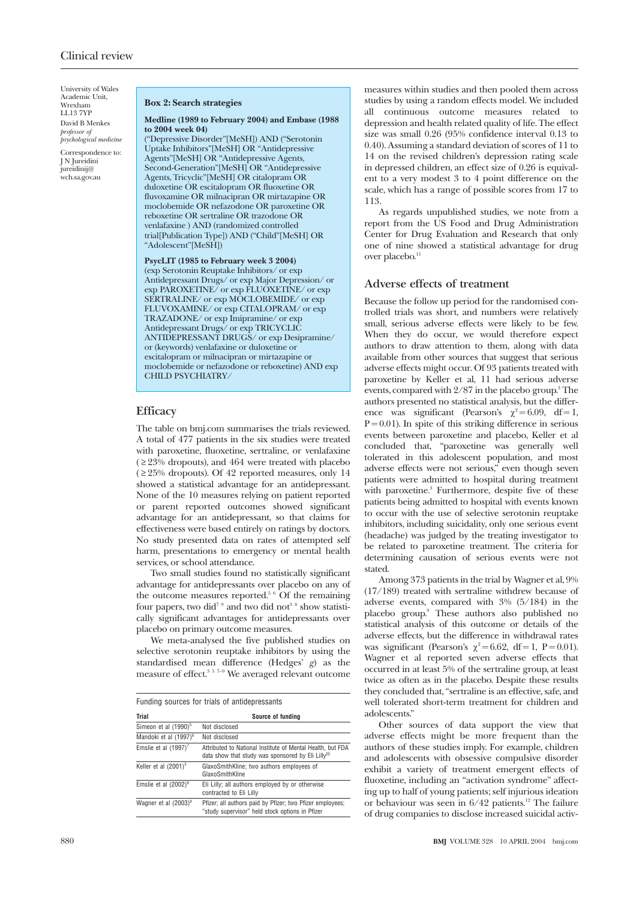University of Wales Academic Unit, Wrexham LL13 7YP

David B Menkes *professor of psychological medicine*

Correspondence to: J N Jureidini jureidinij@wch.sa.gov.au

**Box 2: Search strategies**

**Medline (1989 to February 2004) and Embase (1988 to 2004 week 04)**

("Depressive Disorder"[MeSH]) AND ("Serotonin Uptake Inhibitors"[MeSH] OR "Antidepressive Agents"[MeSH] OR "Antidepressive Agents, Second-Generation"[MeSH] OR "Antidepressive Agents, Tricyclic"[MeSH] OR citalopram OR duloxetine OR escitalopram OR fluoxetine OR fluvoxamine OR milnacipran OR mirtazapine OR moclobemide OR nefazodone OR paroxetine OR reboxetine OR sertraline OR trazodone OR venlafaxine ) AND (randomized controlled trial[Publication Type]) AND ("Child"[MeSH] OR "Adolescent"[MeSH])

**PsycLIT (1985 to February week 3 2004)**

(exp Serotonin Reuptake Inhibitors/ or exp Antidepressant Drugs/ or exp Major Depression/ or exp PAROXETINE/ or exp FLUOXETINE/ or exp SERTRALINE/ or exp MOCLOBEMIDE/ or exp FLUVOXAMINE/ or exp CITALOPRAM/ or exp TRAZADONE/ or exp Imipramine/ or exp Antidepressant Drugs/ or exp TRICYCLIC ANTIDEPRESSANT DRUGS/ or exp Desipramine/ or (keywords) venlafaxine or duloxetine or escitalopram or milnacipran or mirtazapine or moclobemide or nefazodone or reboxetine) AND exp CHILD PSYCHIATRY/

## Efficacy

The table on bmj.com summarises the six trials reviewed. A total of 477 patients in the six studies were treated with paroxetine, fluoxetine, sertraline, or venlafaxine (≥23% dropouts), and 464 were treated with placebo (≥25% dropouts). Of 42 reported measures, only 14 showed a statistical advantage for an antidepressant. None of the 10 measures relying on patient reported or parent reported outcomes showed significant advantage for an antidepressant, so that claims for effectiveness were based entirely on ratings by doctors. No study presented data on rates of attempted self harm, presentations to emergency or mental health services, or school attendance.

Two small studies found no statistically significant advantage for antidepressants over placebo on any of the outcome measures reported.[5 6] Of the remaining four papers, two did[7 9] and two did not[3 8] show statistically significant advantages for antidepressants over placebo on primary outcome measures.

We meta-analysed the five published studies on selective serotonin reuptake inhibitors by using the standardised mean difference (Hedges' *g*) as the measure of effect.[3 5 7–9] We averaged relevant outcome measures within studies and then pooled them across studies by using a random effects model. We included all continuous outcome measures related to depression and health related quality of life. The effect size was small 0.26 (95% confidence interval 0.13 to 0.40). Assuming a standard deviation of scores of 11 to 14 on the revised children's depression rating scale in depressed children, an effect size of 0.26 is equivalent to a very modest 3 to 4 point difference on the scale, which has a range of possible scores from 17 to 113.

As regards unpublished studies, we note from a report from the US Food and Drug Administration Center for Drug Evaluation and Research that only one of nine showed a statistical advantage for drug over placebo.[11]

Funding sources for trials of antidepressants

| Trial | Source of funding |
|---|---|
| Simeon et al (1990)[5] | Not disclosed |
| Mandoki et al (1997)[6] | Not disclosed |
| Emslie et al (1997)[7] | Attributed to National Institute of Mental Health, but FDA data show that study was sponsored by Eli Lilly[20] |
| Keller et al (2001)[3] | GlaxoSmithKline; two authors employees of GlaxoSmithKline |
| Emslie et al (2002)[8] | Eli Lilly; all authors employed by or otherwise contracted to Eli Lilly |
| Wagner et al (2003)[9] | Pfizer; all authors paid by Pfizer; two Pfizer employees; "study supervisor" held stock options in Pfizer |

## Adverse effects of treatment

Because the follow up period for the randomised controlled trials was short, and numbers were relatively small, serious adverse effects were likely to be few. When they do occur, we would therefore expect authors to draw attention to them, along with data available from other sources that suggest that serious adverse effects might occur. Of 93 patients treated with paroxetine by Keller et al, 11 had serious adverse events, compared with 2/87 in the placebo group.[3] The authors presented no statistical analysis, but the difference was significant (Pearson's $\chi^2 = 6.09$, df = 1, $P = 0.01$). In spite of this striking difference in serious events between paroxetine and placebo, Keller et al concluded that, "paroxetine was generally well tolerated in this adolescent population, and most adverse effects were not serious," even though seven patients were admitted to hospital during treatment with paroxetine.[3] Furthermore, despite five of these patients being admitted to hospital with events known to occur with the use of selective serotonin reuptake inhibitors, including suicidality, only one serious event (headache) was judged by the treating investigator to be related to paroxetine treatment. The criteria for determining causation of serious events were not stated.

Among 373 patients in the trial by Wagner et al, 9% (17/189) treated with sertraline withdrew because of adverse events, compared with 3% (5/184) in the placebo group.[9] These authors also published no statistical analysis of this outcome or details of the adverse effects, but the difference in withdrawal rates was significant (Pearson's $\chi^2 = 6.62$, df = 1, $P = 0.01$). Wagner et al reported seven adverse effects that occurred in at least 5% of the sertraline group, at least twice as often as in the placebo. Despite these results they concluded that, "sertraline is an effective, safe, and well tolerated short-term treatment for children and adolescents."

Other sources of data support the view that adverse effects might be more frequent than the authors of these studies imply. For example, children and adolescents with obsessive compulsive disorder exhibit a variety of treatment emergent effects of fluoxetine, including an "activation syndrome" affecting up to half of young patients; self injurious ideation or behaviour was seen in 6/42 patients.[12] The failure of drug companies to disclose increased suicidal activ-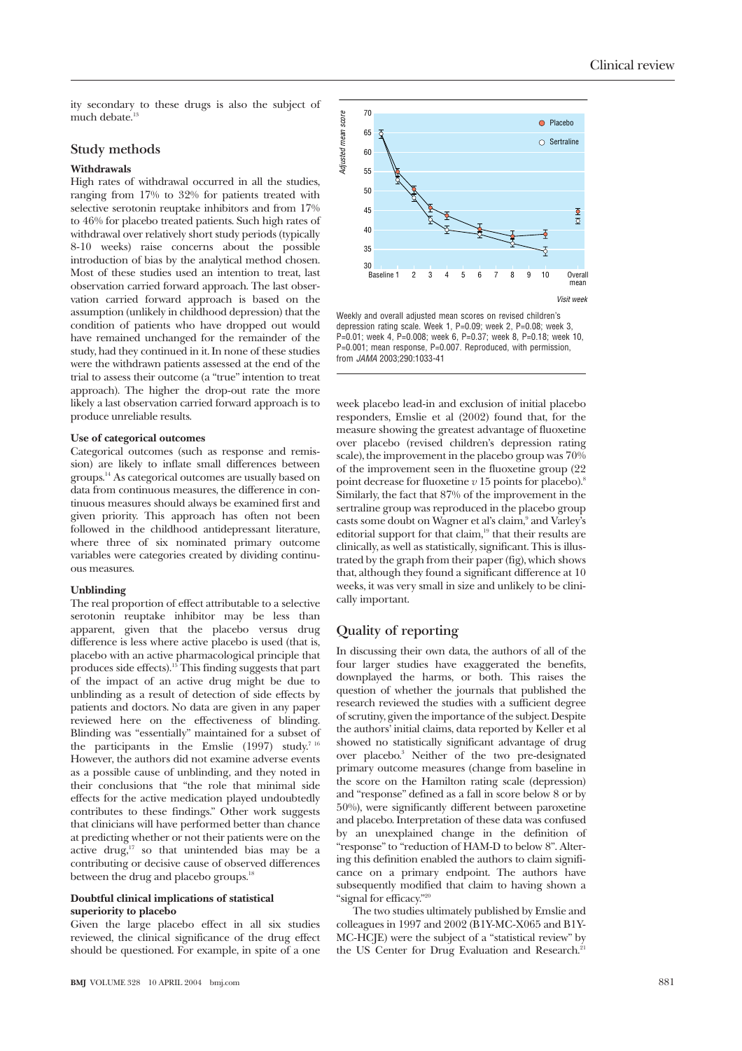ity secondary to these drugs is also the subject of much debate.[13]

## Study methods

### Withdrawals

High rates of withdrawal occurred in all the studies, ranging from 17% to 32% for patients treated with selective serotonin reuptake inhibitors and from 17% to 46% for placebo treated patients. Such high rates of withdrawal over relatively short study periods (typically 8-10 weeks) raise concerns about the possible introduction of bias by the analytical method chosen. Most of these studies used an intention to treat, last observation carried forward approach. The last observation carried forward approach is based on the assumption (unlikely in childhood depression) that the condition of patients who have dropped out would have remained unchanged for the remainder of the study, had they continued in it. In none of these studies were the withdrawn patients assessed at the end of the trial to assess their outcome (a "true" intention to treat approach). The higher the drop-out rate the more likely a last observation carried forward approach is to produce unreliable results.

### Use of categorical outcomes

Categorical outcomes (such as response and remission) are likely to inflate small differences between groups.[14] As categorical outcomes are usually based on data from continuous measures, the difference in continuous measures should always be examined first and given priority. This approach has often not been followed in the childhood antidepressant literature, where three of six nominated primary outcome variables were categories created by dividing continuous measures.

### Unblinding

The real proportion of effect attributable to a selective serotonin reuptake inhibitor may be less than apparent, given that the placebo versus drug difference is less where active placebo is used (that is, placebo with an active pharmacological principle that produces side effects).[15] This finding suggests that part of the impact of an active drug might be due to unblinding as a result of detection of side effects by patients and doctors. No data are given in any paper reviewed here on the effectiveness of blinding. Blinding was "essentially" maintained for a subset of the participants in the Emslie (1997) study.[7 16] However, the authors did not examine adverse events as a possible cause of unblinding, and they noted in their conclusions that "the role that minimal side effects for the active medication played undoubtedly contributes to these findings." Other work suggests that clinicians will have performed better than chance at predicting whether or not their patients were on the active drug,[17] so that unintended bias may be a contributing or decisive cause of observed differences between the drug and placebo groups.[18]

### Doubtful clinical implications of statistical superiority to placebo

Given the large placebo effect in all six studies reviewed, the clinical significance of the drug effect should be questioned. For example, in spite of a one week placebo lead-in and exclusion of initial placebo responders, Emslie et al (2002) found that, for the measure showing the greatest advantage of fluoxetine over placebo (revised children's depression rating scale), the improvement in the placebo group was 70% of the improvement seen in the fluoxetine group (22 point decrease for fluoxetine *v* 15 points for placebo).[8] Similarly, the fact that 87% of the improvement in the sertraline group was reproduced in the placebo group casts some doubt on Wagner et al's claim,[9] and Varley's editorial support for that claim,[10] that their results are clinically, as well as statistically, significant. This is illustrated by the graph from their paper (fig), which shows that, although they found a significant difference at 10 weeks, it was very small in size and unlikely to be clinically important.

Adjusted mean score
70
65
60
55
50
45
40
35
30
Placebo
Sertraline
Baseline 1 2 3 4 5 6 7 8 9 10 Overall mean
Visit week

Weekly and overall adjusted mean scores on revised children's depression rating scale. Week 1, P=0.09; week 2, P=0.08; week 3, P=0.01; week 4, P=0.008; week 6, P=0.37; week 8, P=0.18; week 10, P=0.001; mean response, P=0.007. Reproduced, with permission, from *JAMA* 2003;290:1033-41

## Quality of reporting

In discussing their own data, the authors of all of the four larger studies have exaggerated the benefits, downplayed the harms, or both. This raises the question of whether the journals that published the research reviewed the studies with a sufficient degree of scrutiny, given the importance of the subject. Despite the authors' initial claims, data reported by Keller et al showed no statistically significant advantage of drug over placebo.[3] Neither of the two pre-designated primary outcome measures (change from baseline in the score on the Hamilton rating scale (depression) and "response" defined as a fall in score below 8 or by 50%), were significantly different between paroxetine and placebo. Interpretation of these data was confused by an unexplained change in the definition of "response" to "reduction of HAM-D to below 8". Altering this definition enabled the authors to claim significance on a primary endpoint. The authors have subsequently modified that claim to having shown a "signal for efficacy."[20]

The two studies ultimately published by Emslie and colleagues in 1997 and 2002 (B1Y-MC-X065 and B1Y-MC-HCJE) were the subject of a "statistical review" by the US Center for Drug Evaluation and Research.[21]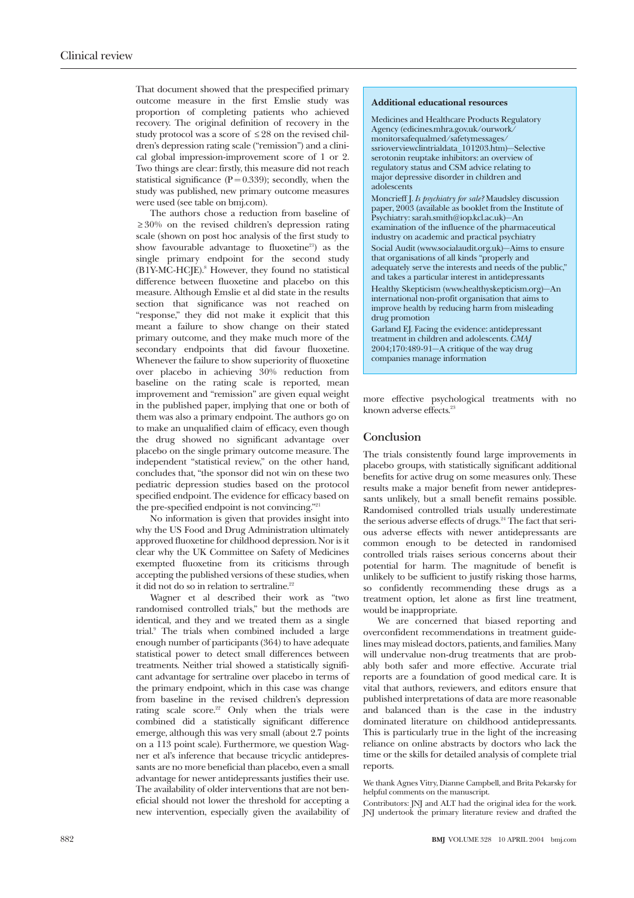That document showed that the prespecified primary outcome measure in the first Emslie study was proportion of completing patients who achieved recovery. The original definition of recovery in the study protocol was a score of ≤28 on the revised children's depression rating scale ("remission") and a clinical global impression-improvement score of 1 or 2. Two things are clear: firstly, this measure did not reach statistical significance ($P = 0.339$); secondly, when the study was published, new primary outcome measures were used (see table on bmj.com).

The authors chose a reduction from baseline of ≥30% on the revised children's depression rating scale (shown on post hoc analysis of the first study to show favourable advantage to fluoxetine[21]) as the single primary endpoint for the second study (B1Y-MC-HCJE).[8] However, they found no statistical difference between fluoxetine and placebo on this measure. Although Emslie et al did state in the results section that significance was not reached on "response," they did not make it explicit that this meant a failure to show change on their stated primary outcome, and they make much more of the secondary endpoints that did favour fluoxetine. Whenever the failure to show superiority of fluoxetine over placebo in achieving 30% reduction from baseline on the rating scale is reported, mean improvement and "remission" are given equal weight in the published paper, implying that one or both of them was also a primary endpoint. The authors go on to make an unqualified claim of efficacy, even though the drug showed no significant advantage over placebo on the single primary outcome measure. The independent "statistical review," on the other hand, concludes that, "the sponsor did not win on these two pediatric depression studies based on the protocol specified endpoint. The evidence for efficacy based on the pre-specified endpoint is not convincing."[21]

No information is given that provides insight into why the US Food and Drug Administration ultimately approved fluoxetine for childhood depression. Nor is it clear why the UK Committee on Safety of Medicines exempted fluoxetine from its criticisms through accepting the published versions of these studies, when it did not do so in relation to sertraline.[22]

Wagner et al described their work as "two randomised controlled trials," but the methods are identical, and they and we treated them as a single trial.[9] The trials when combined included a large enough number of participants (364) to have adequate statistical power to detect small differences between treatments. Neither trial showed a statistically significant advantage for sertraline over placebo in terms of the primary endpoint, which in this case was change from baseline in the revised children's depression rating scale score.[22] Only when the trials were combined did a statistically significant difference emerge, although this was very small (about 2.7 points on a 113 point scale). Furthermore, we question Wagner et al's inference that because tricyclic antidepressants are no more beneficial than placebo, even a small advantage for newer antidepressants justifies their use. The availability of older interventions that are not beneficial should not lower the threshold for accepting a new intervention, especially given the availability of more effective psychological treatments with no known adverse effects.[23]

**Additional educational resources**

Medicines and Healthcare Products Regulatory Agency (edicines.mhra.gov.uk/ourwork/monitorsafequalmed/safetymessages/ssrioverviewclintrialdata_101203.htm)—Selective serotonin reuptake inhibitors: an overview of regulatory status and CSM advice relating to major depressive disorder in children and adolescents

Moncrieff J. *Is psychiatry for sale?* Maudsley discussion paper, 2003 (available as booklet from the Institute of Psychiatry: sarah.smith@iop.kcl.ac.uk)—An examination of the influence of the pharmaceutical industry on academic and practical psychiatry

Social Audit (www.socialaudit.org.uk)—Aims to ensure that organisations of all kinds "properly and adequately serve the interests and needs of the public," and takes a particular interest in antidepressants

Healthy Skepticism (www.healthyskepticism.org)—An international non-profit organisation that aims to improve health by reducing harm from misleading drug promotion

Garland EJ. Facing the evidence: antidepressant treatment in children and adolescents. *CMAJ* 2004;170:489-91—A critique of the way drug companies manage information

## Conclusion

The trials consistently found large improvements in placebo groups, with statistically significant additional benefits for active drug on some measures only. These results make a major benefit from newer antidepressants unlikely, but a small benefit remains possible. Randomised controlled trials usually underestimate the serious adverse effects of drugs.[24] The fact that serious adverse effects with newer antidepressants are common enough to be detected in randomised controlled trials raises serious concerns about their potential for harm. The magnitude of benefit is unlikely to be sufficient to justify risking those harms, so confidently recommending these drugs as a treatment option, let alone as first line treatment, would be inappropriate.

We are concerned that biased reporting and overconfident recommendations in treatment guidelines may mislead doctors, patients, and families. Many will undervalue non-drug treatments that are probably both safer and more effective. Accurate trial reports are a foundation of good medical care. It is vital that authors, reviewers, and editors ensure that published interpretations of data are more reasonable and balanced than is the case in the industry dominated literature on childhood antidepressants. This is particularly true in the light of the increasing reliance on online abstracts by doctors who lack the time or the skills for detailed analysis of complete trial reports.

We thank Agnes Vitry, Dianne Campbell, and Brita Pekarsky for helpful comments on the manuscript.

Contributors: JNJ and ALT had the original idea for the work. JNJ undertook the primary literature review and drafted the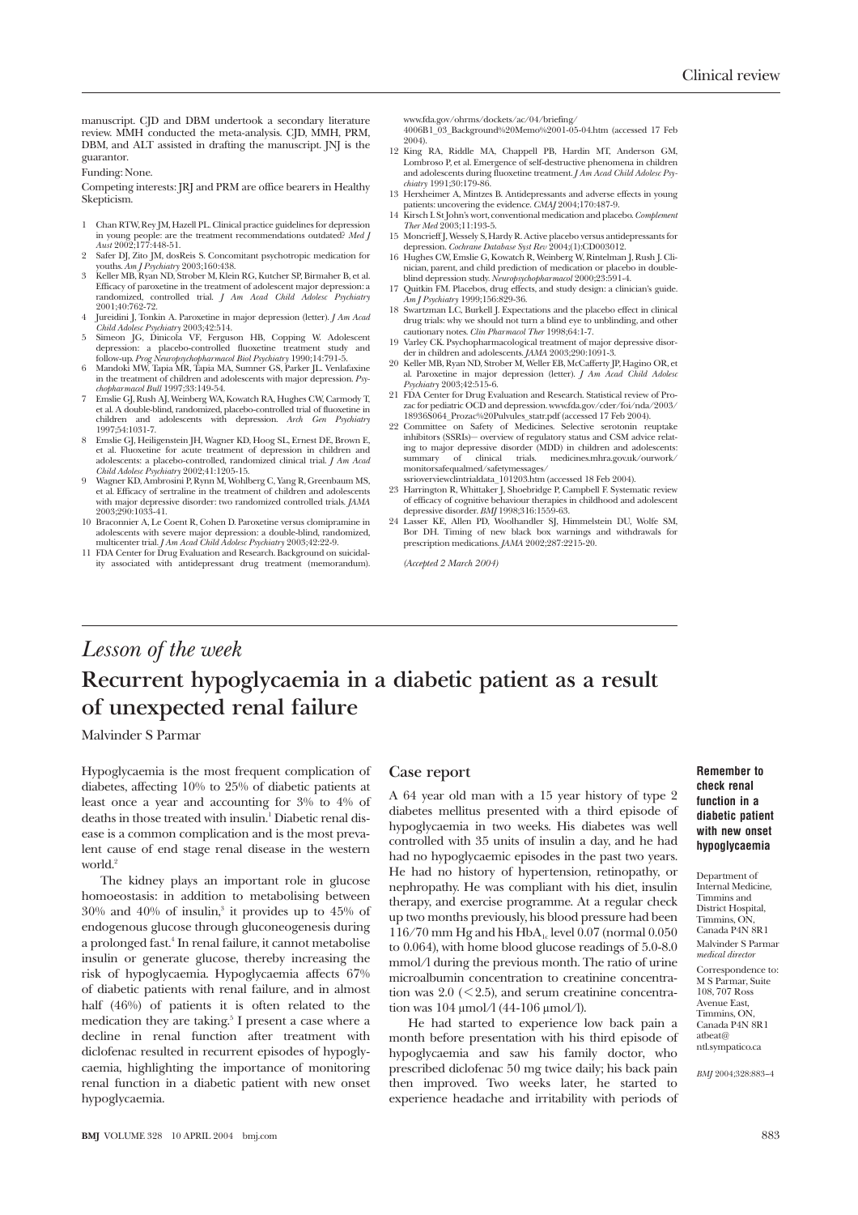manuscript. CJD and DBM undertook a secondary literature review. MMH conducted the meta-analysis. CJD, MMH, PRM, DBM, and ALT assisted in drafting the manuscript. JNJ is the guarantor.

Funding: None.

Competing interests: JRJ and PRM are office bearers in Healthy Skepticism.

1. Chan RTW, Rey JM, Hazell PL. Clinical practice guidelines for depression in young people: are the treatment recommendations outdated? *Med J Aust* 2002;177:448-51.
2. Safer DJ, Zito JM, dosReis S. Concomitant psychotropic medication for youths. *Am J Psychiatry* 2003;160:438.
3. Keller MB, Ryan ND, Strober M, Klein RG, Kutcher SP, Birmaher B, et al. Efficacy of paroxetine in the treatment of adolescent major depression: a randomized, controlled trial. *J Am Acad Child Adolesc Psychiatry* 2001;40:762-72.
4. Jureidini J, Tonkin A. Paroxetine in major depression (letter). *J Am Acad Child Adolesc Psychiatry* 2003;42:514.
5. Simeon JG, Dinicola VF, Ferguson HB, Copping W. Adolescent depression: a placebo-controlled fluoxetine treatment study and follow-up. *Prog Neuropsychopharmacol Biol Psychiatry* 1990;14:791-5.
6. Mandoki MW, Tapia MR, Tapia MA, Sumner GS, Parker JL. Venlafaxine in the treatment of children and adolescents with major depression. *Psychopharmacol Bull* 1997;33:149-54.
7. Emslie GJ, Rush AJ, Weinberg WA, Kowatch RA, Hughes CW, Carmody T, et al. A double-blind, randomized, placebo-controlled trial of fluoxetine in children and adolescents with depression. *Arch Gen Psychiatry* 1997;54:1031-7.
8. Emslie GJ, Heiligenstein JH, Wagner KD, Hoog SL, Ernest DE, Brown E, et al. Fluoxetine for acute treatment of depression in children and adolescents: a placebo-controlled, randomized clinical trial. *J Am Acad Child Adolesc Psychiatry* 2002;41:1205-15.
9. Wagner KD, Ambrosini P, Rynn M, Wohlberg C, Yang R, Greenbaum MS, et al. Efficacy of sertraline in the treatment of children and adolescents with major depressive disorder: two randomized controlled trials. *JAMA* 2003;290:1033-41.
10. Braconnier A, Le Coent R, Cohen D. Paroxetine versus clomipramine in adolescents with severe major depression: a double-blind, randomized, multicenter trial. *J Am Acad Child Adolesc Psychiatry* 2003;42:22-9.
11. FDA Center for Drug Evaluation and Research. Background on suicidality associated with antidepressant drug treatment (memorandum). www.fda.gov/ohrms/dockets/ac/04/briefing/4006B1_03_Background%20Memo%2001-05-04.htm (accessed 17 Feb 2004).
12. King RA, Riddle MA, Chappell PB, Hardin MT, Anderson GM, Lombroso P, et al. Emergence of self-destructive phenomena in children and adolescents during fluoxetine treatment. *J Am Acad Child Adolesc Psychiatry* 1991;30:179-86.
13. Herxheimer A, Mintzes B. Antidepressants and adverse effects in young patients: uncovering the evidence. *CMAJ* 2004;170:487-9.
14. Kirsch I. St John's wort, conventional medication and placebo. *Complement Ther Med* 2003;11:193-5.
15. Moncrieff J, Wessely S, Hardy R. Active placebo versus antidepressants for depression. *Cochrane Database Syst Rev* 2004;(1):CD003012.
16. Hughes CW, Emslie G, Kowatch R, Weinberg W, Rintelman J, Rush J. Clinician, parent, and child prediction of medication or placebo in double-blind depression study. *Neuropsychopharmacol* 2000;23:591-4.
17. Quitkin FM. Placebos, drug effects, and study design: a clinician's guide. *Am J Psychiatry* 1999;156:829-36.
18. Swartzman LC, Burkell J. Expectations and the placebo effect in clinical drug trials: why we should not turn a blind eye to unblinding, and other cautionary notes. *Clin Pharmacol Ther* 1998;64:1-7.
19. Varley CK. Psychopharmacological treatment of major depressive disorder in children and adolescents. *JAMA* 2003;290:1091-3.
20. Keller MB, Ryan ND, Strober M, Weller EB, McCafferty JP, Hagino OR, et al. Paroxetine in major depression (letter). *J Am Acad Child Adolesc Psychiatry* 2003;42:515-6.
21. FDA Center for Drug Evaluation and Research. Statistical review of Prozac for pediatric OCD and depression. www.fda.gov/cder/foi/nda/2003/18936S064_Prozac%20Pulvules_statr.pdf (accessed 17 Feb 2004).
22. Committee on Safety of Medicines. Selective serotonin reuptake inhibitors (SSRIs)—overview of regulatory status and CSM advice relating to major depressive disorder (MDD) in children and adolescents: summary of clinical trials. medicines.mhra.gov.uk/ourwork/monitorsafequalmed/safetymessages/ssrioverviewclintrialdata_101203.htm (accessed 18 Feb 2004).
23. Harrington R, Whittaker J, Shoebridge P, Campbell F. Systematic review of efficacy of cognitive behaviour therapies in childhood and adolescent depressive disorder. *BMJ* 1998;316:1559-63.
24. Lasser KE, Allen PD, Woolhandler SJ, Himmelstein DU, Wolfe SM, Bor DH. Timing of new black box warnings and withdrawals for prescription medications. *JAMA* 2002;287:2215-20.

*(Accepted 2 March 2004)*

---

*Lesson of the week*

# Recurrent hypoglycaemia in a diabetic patient as a result of unexpected renal failure

Malvinder S Parmar

**Remember to check renal function in a diabetic patient with new onset hypoglycaemia**

Department of Internal Medicine, Timmins and District Hospital, Timmins, ON, Canada P4N 8R1
Malvinder S Parmar *medical director*

Correspondence to: M S Parmar, Suite 108, 707 Ross Avenue East, Timmins, ON, Canada P4N 8R1 atbeat@ntl.sympatico.ca

*BMJ* 2004;328:883–4

Hypoglycaemia is the most frequent complication of diabetes, affecting 10% to 25% of diabetic patients at least once a year and accounting for 3% to 4% of deaths in those treated with insulin.[1] Diabetic renal disease is a common complication and is the most prevalent cause of end stage renal disease in the western world.[2]

The kidney plays an important role in glucose homoeostasis: in addition to metabolising between 30% and 40% of insulin,[3] it provides up to 45% of endogenous glucose through gluconeogenesis during a prolonged fast.[4] In renal failure, it cannot metabolise insulin or generate glucose, thereby increasing the risk of hypoglycaemia. Hypoglycaemia affects 67% of diabetic patients with renal failure, and in almost half (46%) of patients it is often related to the medication they are taking.[5] I present a case where a decline in renal function after treatment with diclofenac resulted in recurrent episodes of hypoglycaemia, highlighting the importance of monitoring renal function in a diabetic patient with new onset hypoglycaemia.

## Case report

A 64 year old man with a 15 year history of type 2 diabetes mellitus presented with a third episode of hypoglycaemia in two weeks. His diabetes was well controlled with 35 units of insulin a day, and he had had no hypoglycaemic episodes in the past two years. He had no history of hypertension, retinopathy, or nephropathy. He was compliant with his diet, insulin therapy, and exercise programme. At a regular check up two months previously, his blood pressure had been 116/70 mm Hg and his $HbA_{1c}$ level 0.07 (normal 0.050 to 0.064), with home blood glucose readings of 5.0-8.0 mmol/l during the previous month. The ratio of urine microalbumin concentration to creatinine concentration was 2.0 (<2.5), and serum creatinine concentration was 104 μmol/l (44-106 μmol/l).

He had started to experience low back pain a month before presentation with his third episode of hypoglycaemia and saw his family doctor, who prescribed diclofenac 50 mg twice daily; his back pain then improved. Two weeks later, he started to experience headache and irritability with periods of